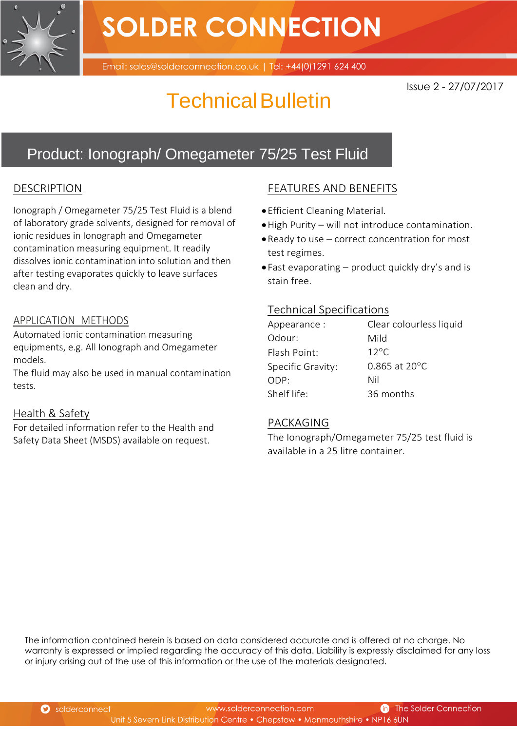# SOLDER CONNECTION

Email: sales@solderconnection.co.uk | Tel: +44(0)1291 624 400

Issue 2 - 27/07/2017

# Technical Bulletin

## Product: Ionograph/ Omegameter 75/25 Test Fluid

### DESCRIPTION

Ionograph / Omegameter 75/25 Test Fluid is a blend of laboratory grade solvents, designed for removal of ionic residues in Ionograph and Omegameter contamination measuring equipment. It readily dissolves ionic contamination into solution and then after testing evaporates quickly to leave surfaces clean and dry.

### APPLICATION METHODS

Automated ionic contamination measuring equipments, e.g. All Ionograph and Omegameter models.

The fluid may also be used in manual contamination tests.

### Health & Safety

For detailed information refer to the Health and Safety Data Sheet (MSDS) available on request.

### FEATURES AND BENEFITS

- Efficient Cleaning Material.
- High Purity – will not introduce contamination.
- Ready to use – correct concentration for most test regimes.
- Fast evaporating – product quickly dry's and is stain free.

### Technical Specifications

| | |
|---|---|
| Appearance : | Clear colourless liquid |
| Odour: | Mild |
| Flash Point: | 12°C |
| Specific Gravity: | 0.865 at 20°C |
| ODP: | Nil |
| Shelf life: | 36 months |

### PACKAGING

The Ionograph/Omegameter 75/25 test fluid is available in a 25 litre container.

The information contained herein is based on data considered accurate and is offered at no charge. No warranty is expressed or implied regarding the accuracy of this data. Liability is expressly disclaimed for any loss or injury arising out of the use of this information or the use of the materials designated.

solderconnect | www.solderconnection.com | The Solder Connection

Unit 5 Severn Link Distribution Centre • Chepstow • Monmouthshire • NP16 6UN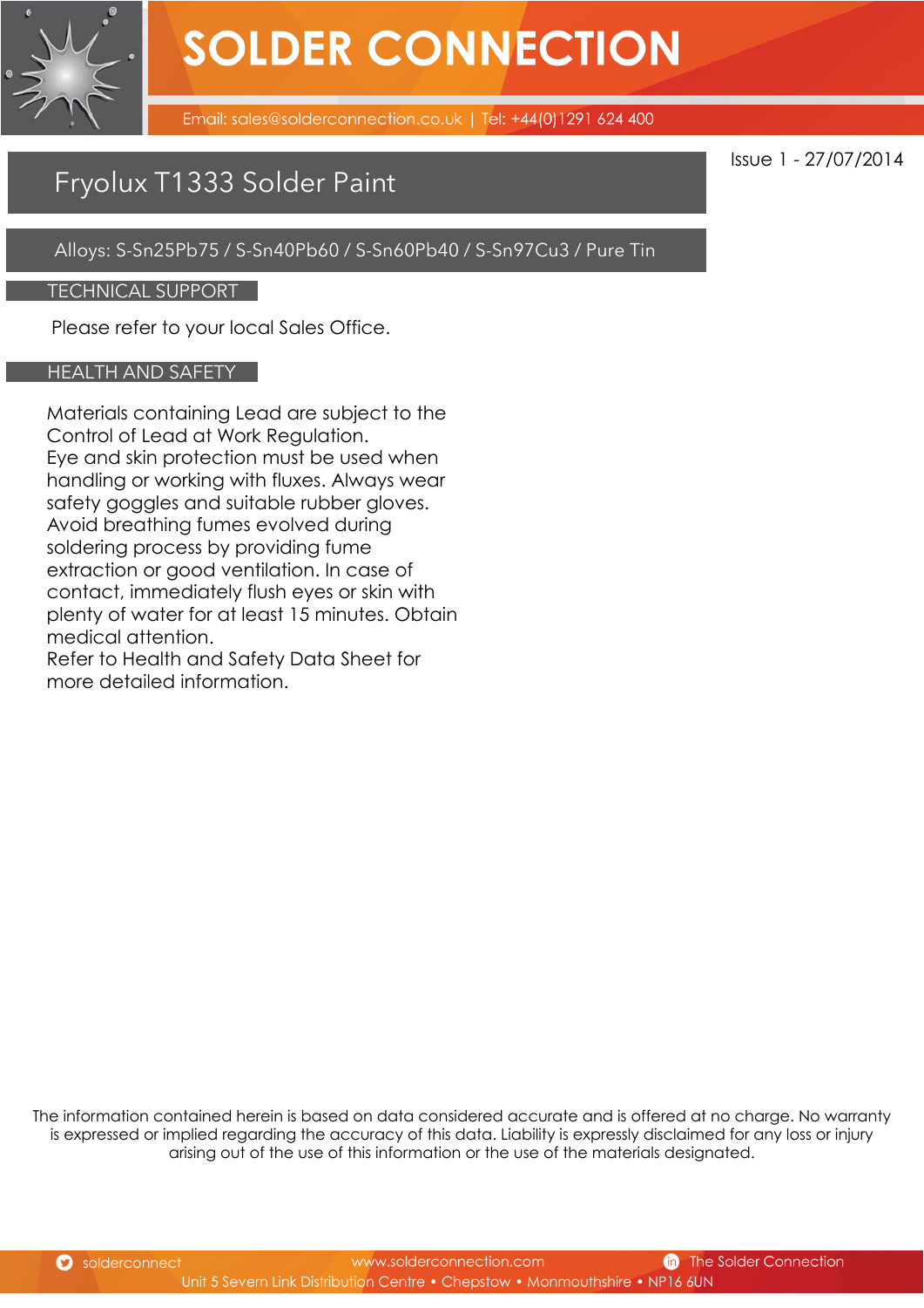# Fryolux T1333 Solder Paint

Issue 1 - 27/07/2014

Alloys: S-Sn25Pb75 / S-Sn40Pb60 / S-Sn60Pb40 / S-Sn97Cu3 / Pure Tin

## TECHNICAL SUPPORT

Please refer to your local Sales Office.

## HEALTH AND SAFETY

Materials containing Lead are subject to the Control of Lead at Work Regulation.
Eye and skin protection must be used when handling or working with fluxes. Always wear safety goggles and suitable rubber gloves.
Avoid breathing fumes evolved during soldering process by providing fume extraction or good ventilation. In case of contact, immediately flush eyes or skin with plenty of water for at least 15 minutes. Obtain medical attention.
Refer to Health and Safety Data Sheet for more detailed information.

The information contained herein is based on data considered accurate and is offered at no charge. No warranty is expressed or implied regarding the accuracy of this data. Liability is expressly disclaimed for any loss or injury arising out of the use of this information or the use of the materials designated.